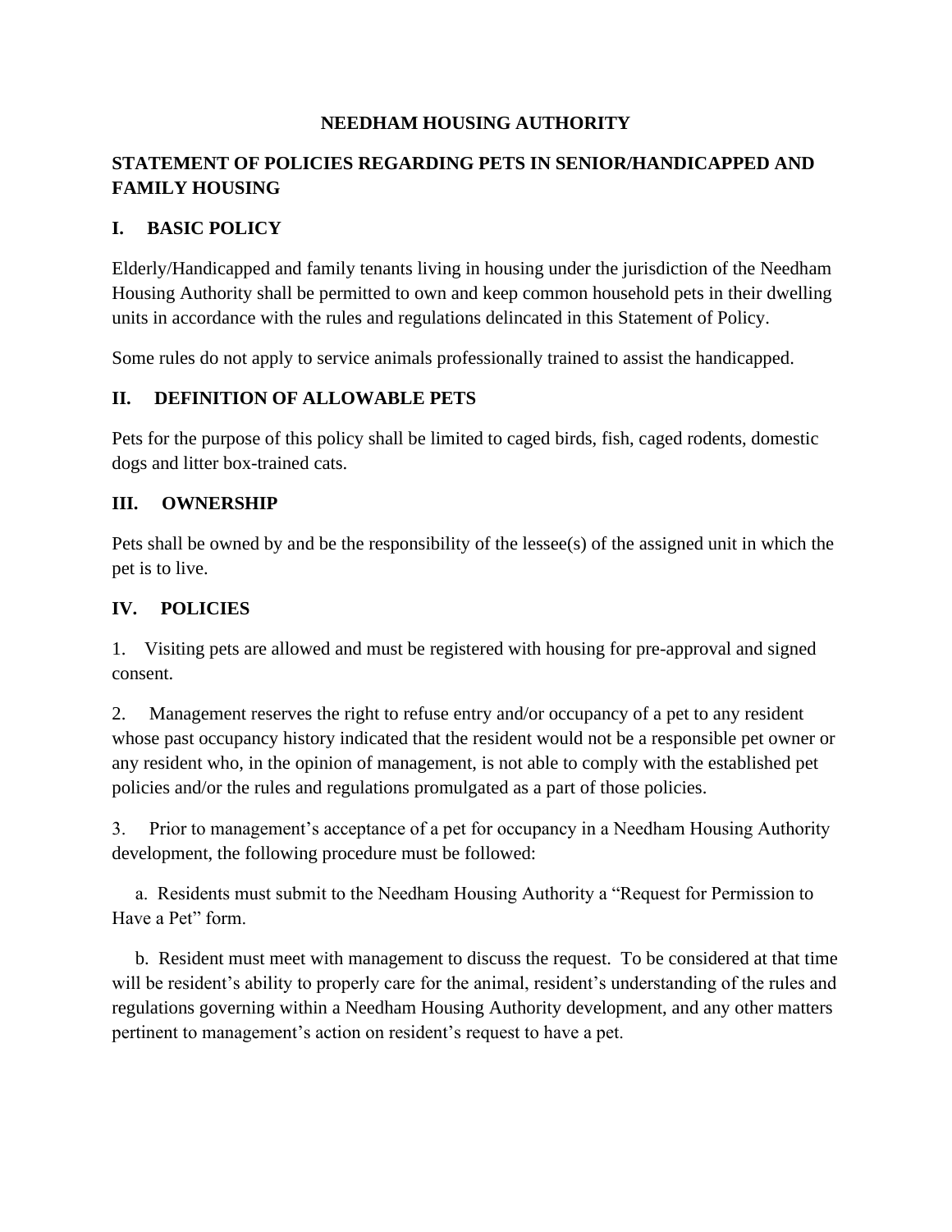# NEEDHAM HOUSING AUTHORITY

## STATEMENT OF POLICIES REGARDING PETS IN SENIOR/HANDICAPPED AND FAMILY HOUSING

### I. BASIC POLICY

Elderly/Handicapped and family tenants living in housing under the jurisdiction of the Needham Housing Authority shall be permitted to own and keep common household pets in their dwelling units in accordance with the rules and regulations delincated in this Statement of Policy.

Some rules do not apply to service animals professionally trained to assist the handicapped.

### II. DEFINITION OF ALLOWABLE PETS

Pets for the purpose of this policy shall be limited to caged birds, fish, caged rodents, domestic dogs and litter box-trained cats.

### III. OWNERSHIP

Pets shall be owned by and be the responsibility of the lessee(s) of the assigned unit in which the pet is to live.

### IV. POLICIES

1. Visiting pets are allowed and must be registered with housing for pre-approval and signed consent.

2. Management reserves the right to refuse entry and/or occupancy of a pet to any resident whose past occupancy history indicated that the resident would not be a responsible pet owner or any resident who, in the opinion of management, is not able to comply with the established pet policies and/or the rules and regulations promulgated as a part of those policies.

3. Prior to management's acceptance of a pet for occupancy in a Needham Housing Authority development, the following procedure must be followed:

   a. Residents must submit to the Needham Housing Authority a "Request for Permission to Have a Pet" form.

   b. Resident must meet with management to discuss the request. To be considered at that time will be resident's ability to properly care for the animal, resident's understanding of the rules and regulations governing within a Needham Housing Authority development, and any other matters pertinent to management's action on resident's request to have a pet.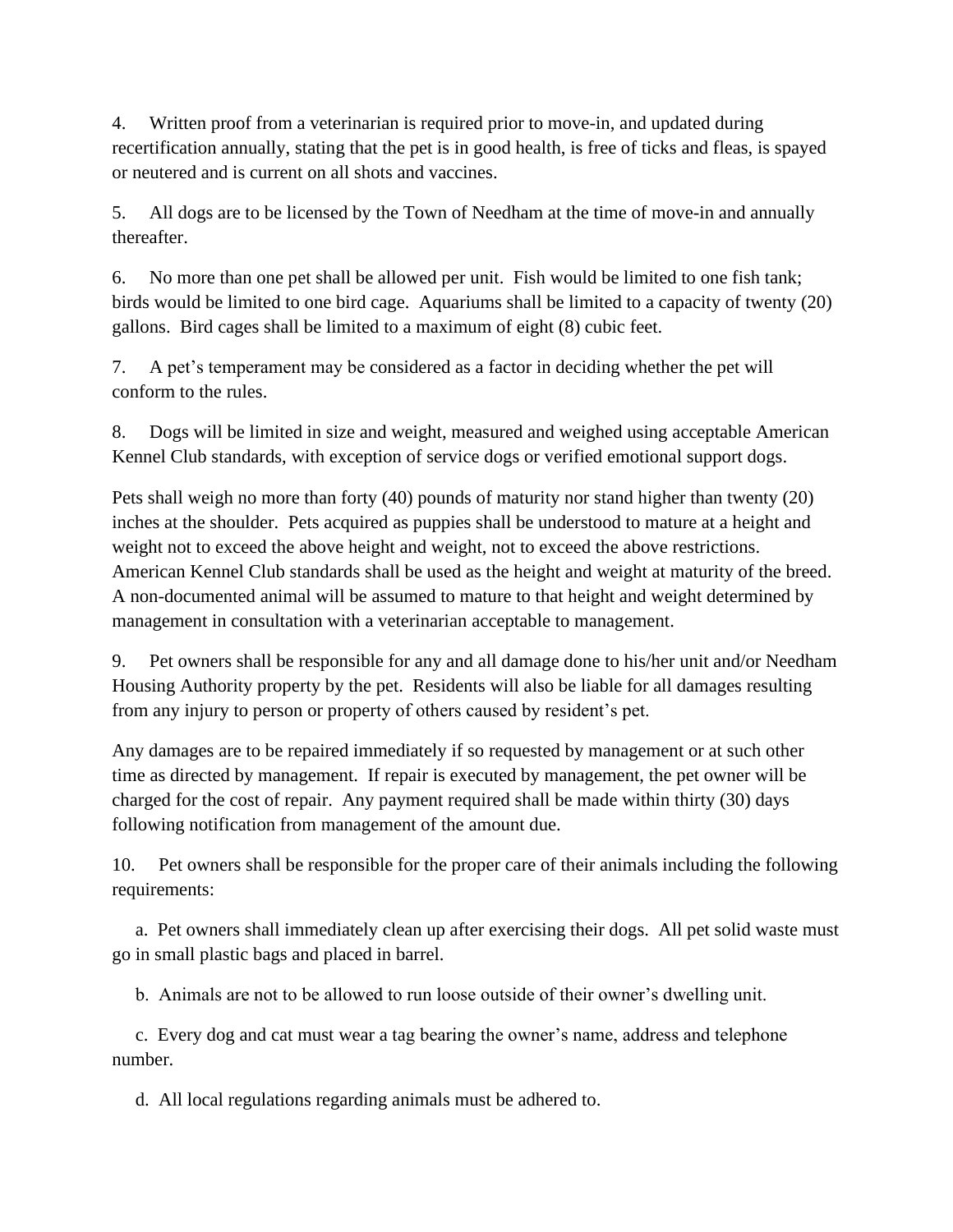4. Written proof from a veterinarian is required prior to move-in, and updated during recertification annually, stating that the pet is in good health, is free of ticks and fleas, is spayed or neutered and is current on all shots and vaccines.

5. All dogs are to be licensed by the Town of Needham at the time of move-in and annually thereafter.

6. No more than one pet shall be allowed per unit. Fish would be limited to one fish tank; birds would be limited to one bird cage. Aquariums shall be limited to a capacity of twenty (20) gallons. Bird cages shall be limited to a maximum of eight (8) cubic feet.

7. A pet's temperament may be considered as a factor in deciding whether the pet will conform to the rules.

8. Dogs will be limited in size and weight, measured and weighed using acceptable American Kennel Club standards, with exception of service dogs or verified emotional support dogs.

Pets shall weigh no more than forty (40) pounds of maturity nor stand higher than twenty (20) inches at the shoulder. Pets acquired as puppies shall be understood to mature at a height and weight not to exceed the above height and weight, not to exceed the above restrictions. American Kennel Club standards shall be used as the height and weight at maturity of the breed. A non-documented animal will be assumed to mature to that height and weight determined by management in consultation with a veterinarian acceptable to management.

9. Pet owners shall be responsible for any and all damage done to his/her unit and/or Needham Housing Authority property by the pet. Residents will also be liable for all damages resulting from any injury to person or property of others caused by resident's pet.

Any damages are to be repaired immediately if so requested by management or at such other time as directed by management. If repair is executed by management, the pet owner will be charged for the cost of repair. Any payment required shall be made within thirty (30) days following notification from management of the amount due.

10. Pet owners shall be responsible for the proper care of their animals including the following requirements:

a. Pet owners shall immediately clean up after exercising their dogs. All pet solid waste must go in small plastic bags and placed in barrel.

b. Animals are not to be allowed to run loose outside of their owner's dwelling unit.

c. Every dog and cat must wear a tag bearing the owner's name, address and telephone number.

d. All local regulations regarding animals must be adhered to.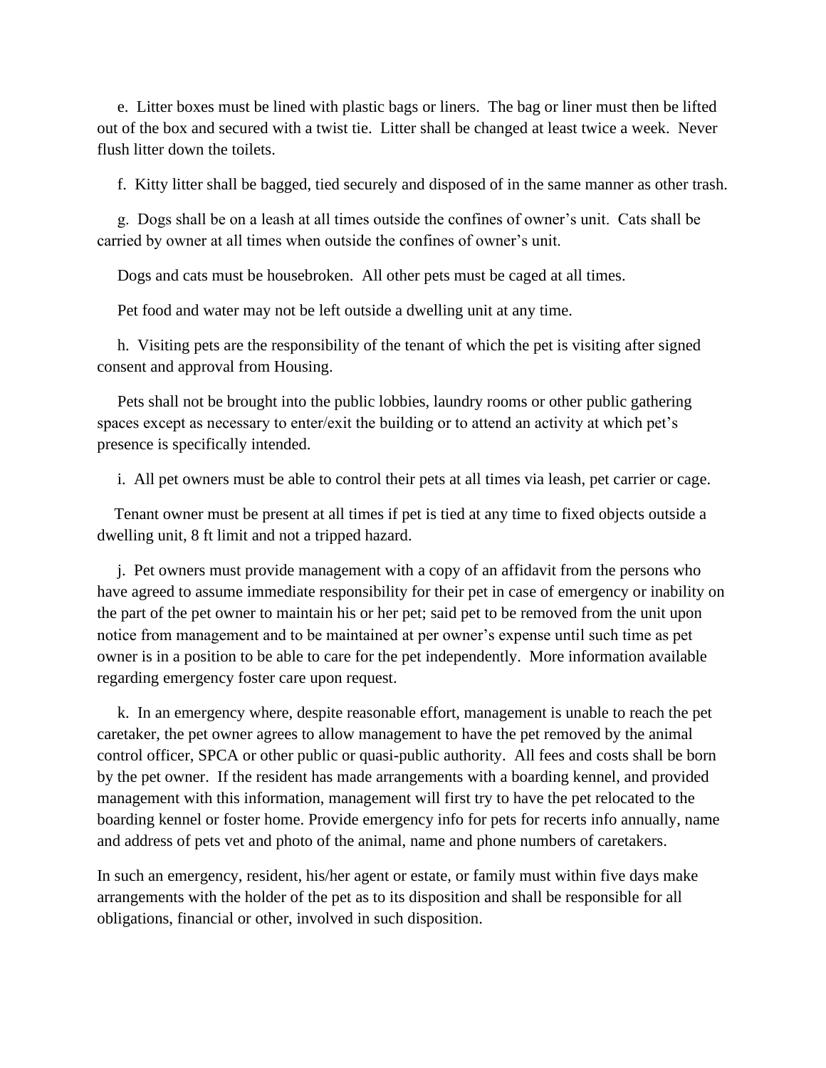e. Litter boxes must be lined with plastic bags or liners. The bag or liner must then be lifted out of the box and secured with a twist tie. Litter shall be changed at least twice a week. Never flush litter down the toilets.

f. Kitty litter shall be bagged, tied securely and disposed of in the same manner as other trash.

g. Dogs shall be on a leash at all times outside the confines of owner's unit. Cats shall be carried by owner at all times when outside the confines of owner's unit.

Dogs and cats must be housebroken. All other pets must be caged at all times.

Pet food and water may not be left outside a dwelling unit at any time.

h. Visiting pets are the responsibility of the tenant of which the pet is visiting after signed consent and approval from Housing.

Pets shall not be brought into the public lobbies, laundry rooms or other public gathering spaces except as necessary to enter/exit the building or to attend an activity at which pet's presence is specifically intended.

i. All pet owners must be able to control their pets at all times via leash, pet carrier or cage.

Tenant owner must be present at all times if pet is tied at any time to fixed objects outside a dwelling unit, 8 ft limit and not a tripped hazard.

j. Pet owners must provide management with a copy of an affidavit from the persons who have agreed to assume immediate responsibility for their pet in case of emergency or inability on the part of the pet owner to maintain his or her pet; said pet to be removed from the unit upon notice from management and to be maintained at per owner's expense until such time as pet owner is in a position to be able to care for the pet independently. More information available regarding emergency foster care upon request.

k. In an emergency where, despite reasonable effort, management is unable to reach the pet caretaker, the pet owner agrees to allow management to have the pet removed by the animal control officer, SPCA or other public or quasi-public authority. All fees and costs shall be born by the pet owner. If the resident has made arrangements with a boarding kennel, and provided management with this information, management will first try to have the pet relocated to the boarding kennel or foster home. Provide emergency info for pets for recerts info annually, name and address of pets vet and photo of the animal, name and phone numbers of caretakers.

In such an emergency, resident, his/her agent or estate, or family must within five days make arrangements with the holder of the pet as to its disposition and shall be responsible for all obligations, financial or other, involved in such disposition.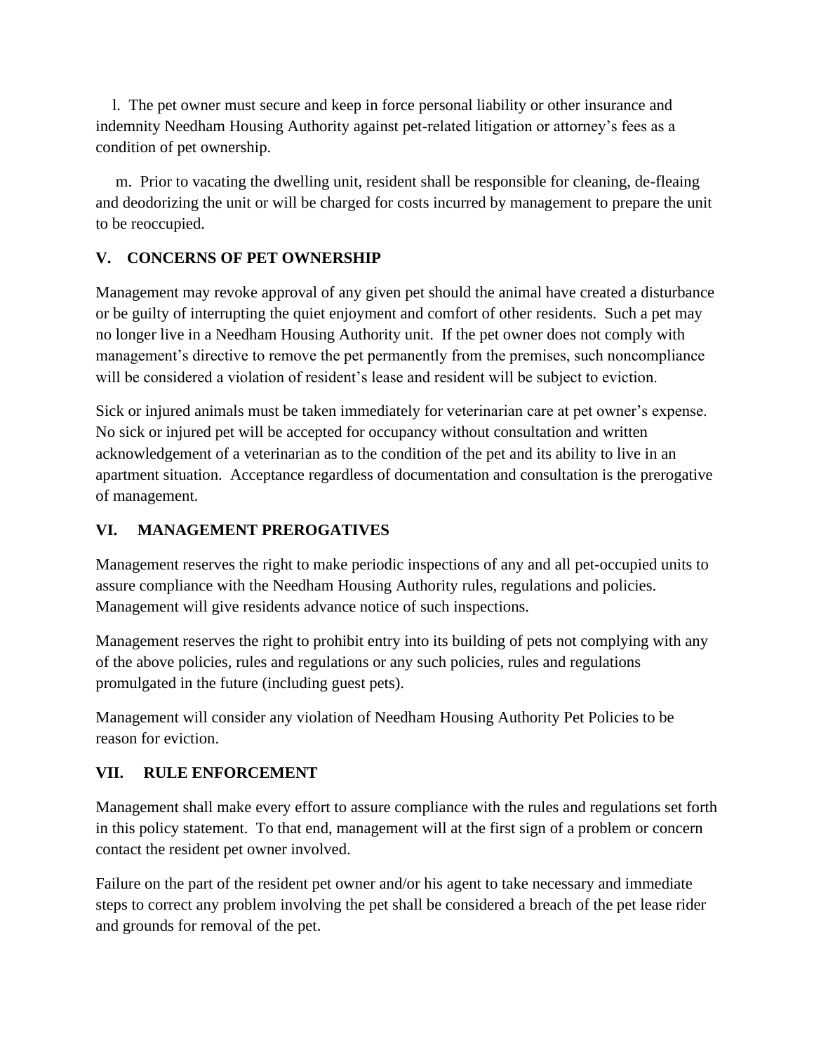l. The pet owner must secure and keep in force personal liability or other insurance and indemnity Needham Housing Authority against pet-related litigation or attorney's fees as a condition of pet ownership.

m. Prior to vacating the dwelling unit, resident shall be responsible for cleaning, de-fleaing and deodorizing the unit or will be charged for costs incurred by management to prepare the unit to be reoccupied.

## V. CONCERNS OF PET OWNERSHIP

Management may revoke approval of any given pet should the animal have created a disturbance or be guilty of interrupting the quiet enjoyment and comfort of other residents. Such a pet may no longer live in a Needham Housing Authority unit. If the pet owner does not comply with management's directive to remove the pet permanently from the premises, such noncompliance will be considered a violation of resident's lease and resident will be subject to eviction.

Sick or injured animals must be taken immediately for veterinarian care at pet owner's expense. No sick or injured pet will be accepted for occupancy without consultation and written acknowledgement of a veterinarian as to the condition of the pet and its ability to live in an apartment situation. Acceptance regardless of documentation and consultation is the prerogative of management.

## VI. MANAGEMENT PREROGATIVES

Management reserves the right to make periodic inspections of any and all pet-occupied units to assure compliance with the Needham Housing Authority rules, regulations and policies. Management will give residents advance notice of such inspections.

Management reserves the right to prohibit entry into its building of pets not complying with any of the above policies, rules and regulations or any such policies, rules and regulations promulgated in the future (including guest pets).

Management will consider any violation of Needham Housing Authority Pet Policies to be reason for eviction.

## VII. RULE ENFORCEMENT

Management shall make every effort to assure compliance with the rules and regulations set forth in this policy statement. To that end, management will at the first sign of a problem or concern contact the resident pet owner involved.

Failure on the part of the resident pet owner and/or his agent to take necessary and immediate steps to correct any problem involving the pet shall be considered a breach of the pet lease rider and grounds for removal of the pet.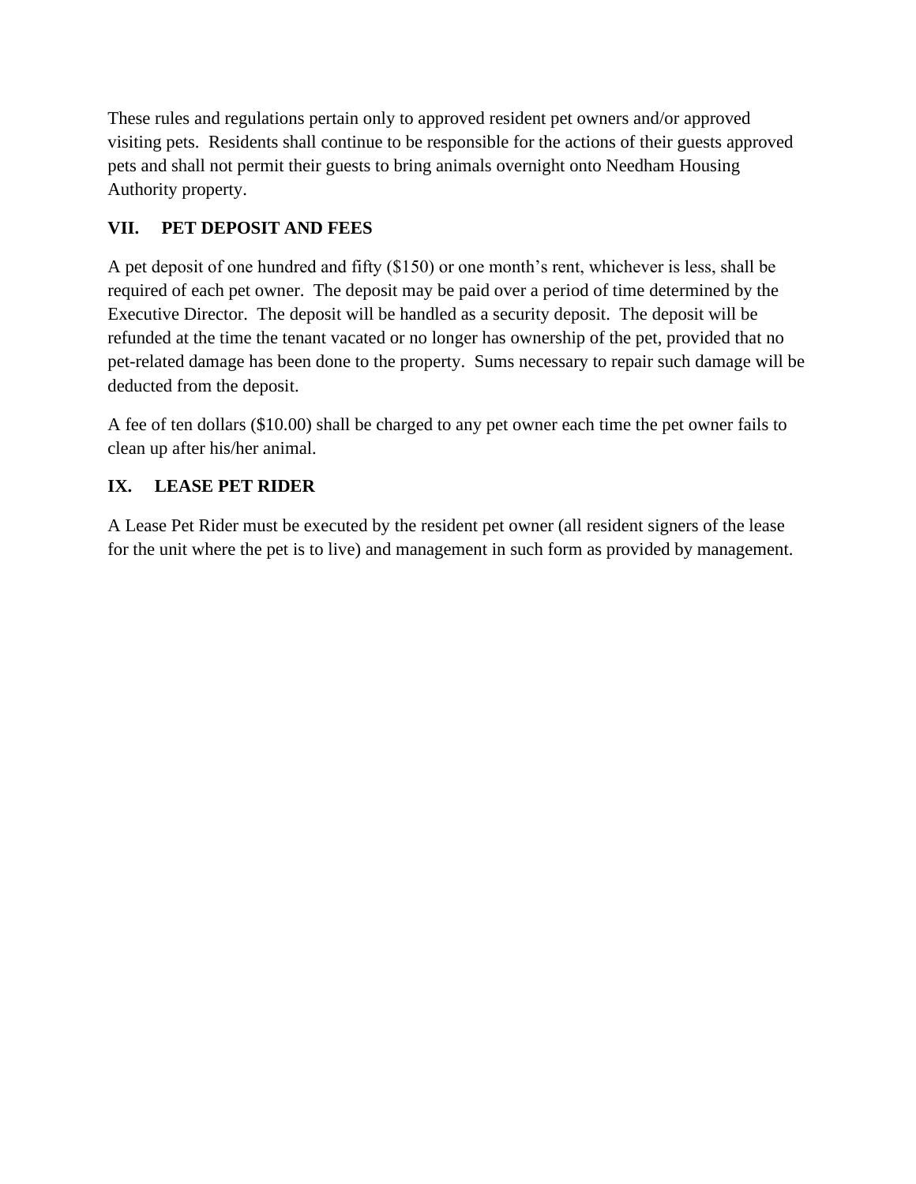These rules and regulations pertain only to approved resident pet owners and/or approved visiting pets. Residents shall continue to be responsible for the actions of their guests approved pets and shall not permit their guests to bring animals overnight onto Needham Housing Authority property.

## VII. PET DEPOSIT AND FEES

A pet deposit of one hundred and fifty ($150) or one month's rent, whichever is less, shall be required of each pet owner. The deposit may be paid over a period of time determined by the Executive Director. The deposit will be handled as a security deposit. The deposit will be refunded at the time the tenant vacated or no longer has ownership of the pet, provided that no pet-related damage has been done to the property. Sums necessary to repair such damage will be deducted from the deposit.

A fee of ten dollars ($10.00) shall be charged to any pet owner each time the pet owner fails to clean up after his/her animal.

## IX. LEASE PET RIDER

A Lease Pet Rider must be executed by the resident pet owner (all resident signers of the lease for the unit where the pet is to live) and management in such form as provided by management.